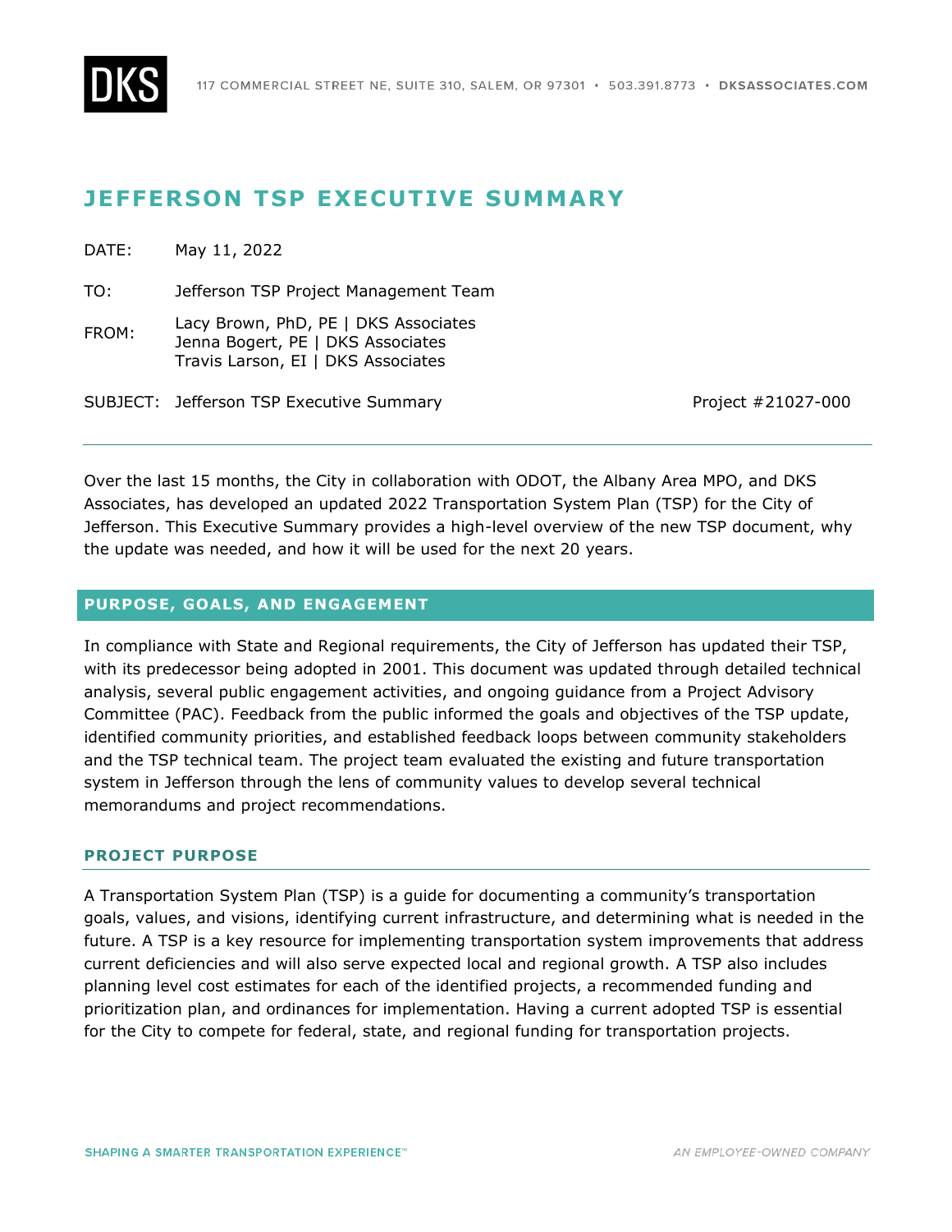# JEFFERSON TSP EXECUTIVE SUMMARY

DATE: May 11, 2022

TO: Jefferson TSP Project Management Team

FROM: Lacy Brown, PhD, PE | DKS Associates
Jenna Bogert, PE | DKS Associates
Travis Larson, EI | DKS Associates

SUBJECT: Jefferson TSP Executive Summary — Project #21027-000

---

Over the last 15 months, the City in collaboration with ODOT, the Albany Area MPO, and DKS Associates, has developed an updated 2022 Transportation System Plan (TSP) for the City of Jefferson. This Executive Summary provides a high-level overview of the new TSP document, why the update was needed, and how it will be used for the next 20 years.

## PURPOSE, GOALS, AND ENGAGEMENT

In compliance with State and Regional requirements, the City of Jefferson has updated their TSP, with its predecessor being adopted in 2001. This document was updated through detailed technical analysis, several public engagement activities, and ongoing guidance from a Project Advisory Committee (PAC). Feedback from the public informed the goals and objectives of the TSP update, identified community priorities, and established feedback loops between community stakeholders and the TSP technical team. The project team evaluated the existing and future transportation system in Jefferson through the lens of community values to develop several technical memorandums and project recommendations.

### PROJECT PURPOSE

A Transportation System Plan (TSP) is a guide for documenting a community's transportation goals, values, and visions, identifying current infrastructure, and determining what is needed in the future. A TSP is a key resource for implementing transportation system improvements that address current deficiencies and will also serve expected local and regional growth. A TSP also includes planning level cost estimates for each of the identified projects, a recommended funding and prioritization plan, and ordinances for implementation. Having a current adopted TSP is essential for the City to compete for federal, state, and regional funding for transportation projects.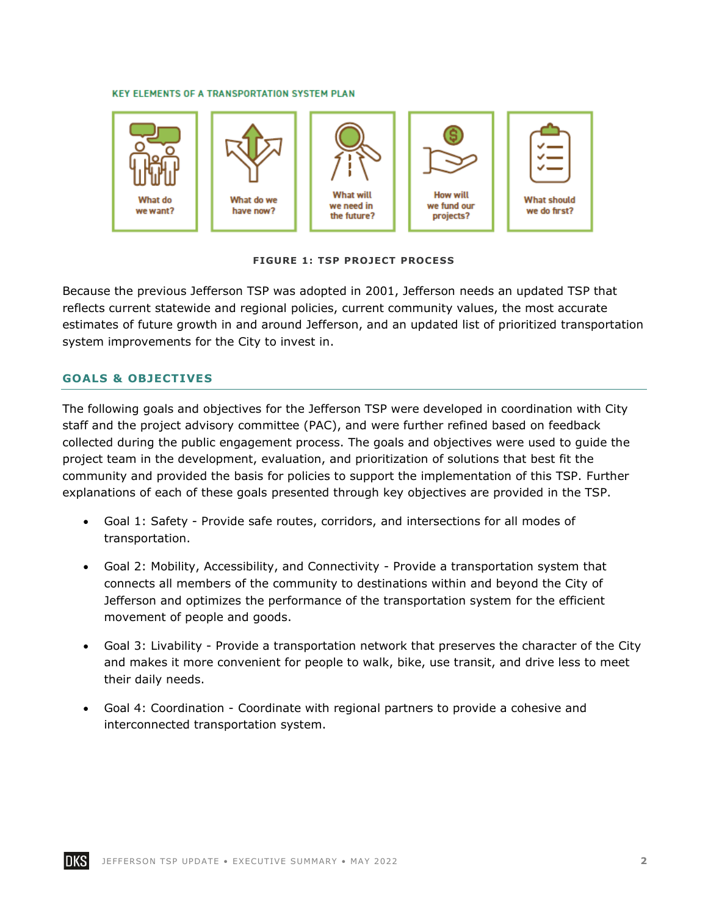KEY ELEMENTS OF A TRANSPORTATION SYSTEM PLAN

What do we want? | What do we have now? | What will we need in the future? | How will we fund our projects? | What should we do first?

**FIGURE 1: TSP PROJECT PROCESS**

Because the previous Jefferson TSP was adopted in 2001, Jefferson needs an updated TSP that reflects current statewide and regional policies, current community values, the most accurate estimates of future growth in and around Jefferson, and an updated list of prioritized transportation system improvements for the City to invest in.

## GOALS & OBJECTIVES

The following goals and objectives for the Jefferson TSP were developed in coordination with City staff and the project advisory committee (PAC), and were further refined based on feedback collected during the public engagement process. The goals and objectives were used to guide the project team in the development, evaluation, and prioritization of solutions that best fit the community and provided the basis for policies to support the implementation of this TSP. Further explanations of each of these goals presented through key objectives are provided in the TSP.

- Goal 1: Safety - Provide safe routes, corridors, and intersections for all modes of transportation.
- Goal 2: Mobility, Accessibility, and Connectivity - Provide a transportation system that connects all members of the community to destinations within and beyond the City of Jefferson and optimizes the performance of the transportation system for the efficient movement of people and goods.
- Goal 3: Livability - Provide a transportation network that preserves the character of the City and makes it more convenient for people to walk, bike, use transit, and drive less to meet their daily needs.
- Goal 4: Coordination - Coordinate with regional partners to provide a cohesive and interconnected transportation system.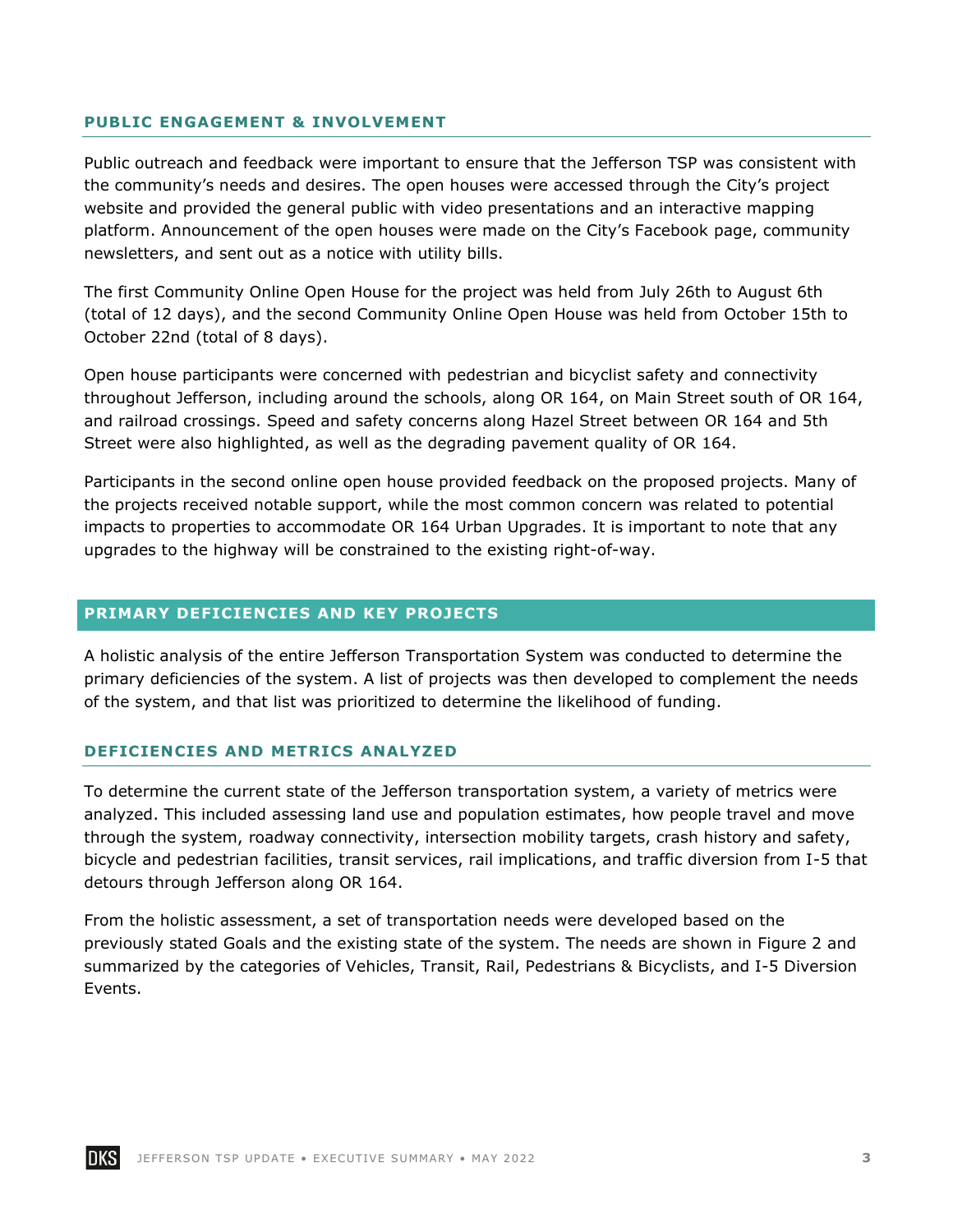### PUBLIC ENGAGEMENT & INVOLVEMENT

Public outreach and feedback were important to ensure that the Jefferson TSP was consistent with the community's needs and desires. The open houses were accessed through the City's project website and provided the general public with video presentations and an interactive mapping platform. Announcement of the open houses were made on the City's Facebook page, community newsletters, and sent out as a notice with utility bills.

The first Community Online Open House for the project was held from July 26th to August 6th (total of 12 days), and the second Community Online Open House was held from October 15th to October 22nd (total of 8 days).

Open house participants were concerned with pedestrian and bicyclist safety and connectivity throughout Jefferson, including around the schools, along OR 164, on Main Street south of OR 164, and railroad crossings. Speed and safety concerns along Hazel Street between OR 164 and 5th Street were also highlighted, as well as the degrading pavement quality of OR 164.

Participants in the second online open house provided feedback on the proposed projects. Many of the projects received notable support, while the most common concern was related to potential impacts to properties to accommodate OR 164 Urban Upgrades. It is important to note that any upgrades to the highway will be constrained to the existing right-of-way.

## PRIMARY DEFICIENCIES AND KEY PROJECTS

A holistic analysis of the entire Jefferson Transportation System was conducted to determine the primary deficiencies of the system. A list of projects was then developed to complement the needs of the system, and that list was prioritized to determine the likelihood of funding.

### DEFICIENCIES AND METRICS ANALYZED

To determine the current state of the Jefferson transportation system, a variety of metrics were analyzed. This included assessing land use and population estimates, how people travel and move through the system, roadway connectivity, intersection mobility targets, crash history and safety, bicycle and pedestrian facilities, transit services, rail implications, and traffic diversion from I-5 that detours through Jefferson along OR 164.

From the holistic assessment, a set of transportation needs were developed based on the previously stated Goals and the existing state of the system. The needs are shown in Figure 2 and summarized by the categories of Vehicles, Transit, Rail, Pedestrians & Bicyclists, and I-5 Diversion Events.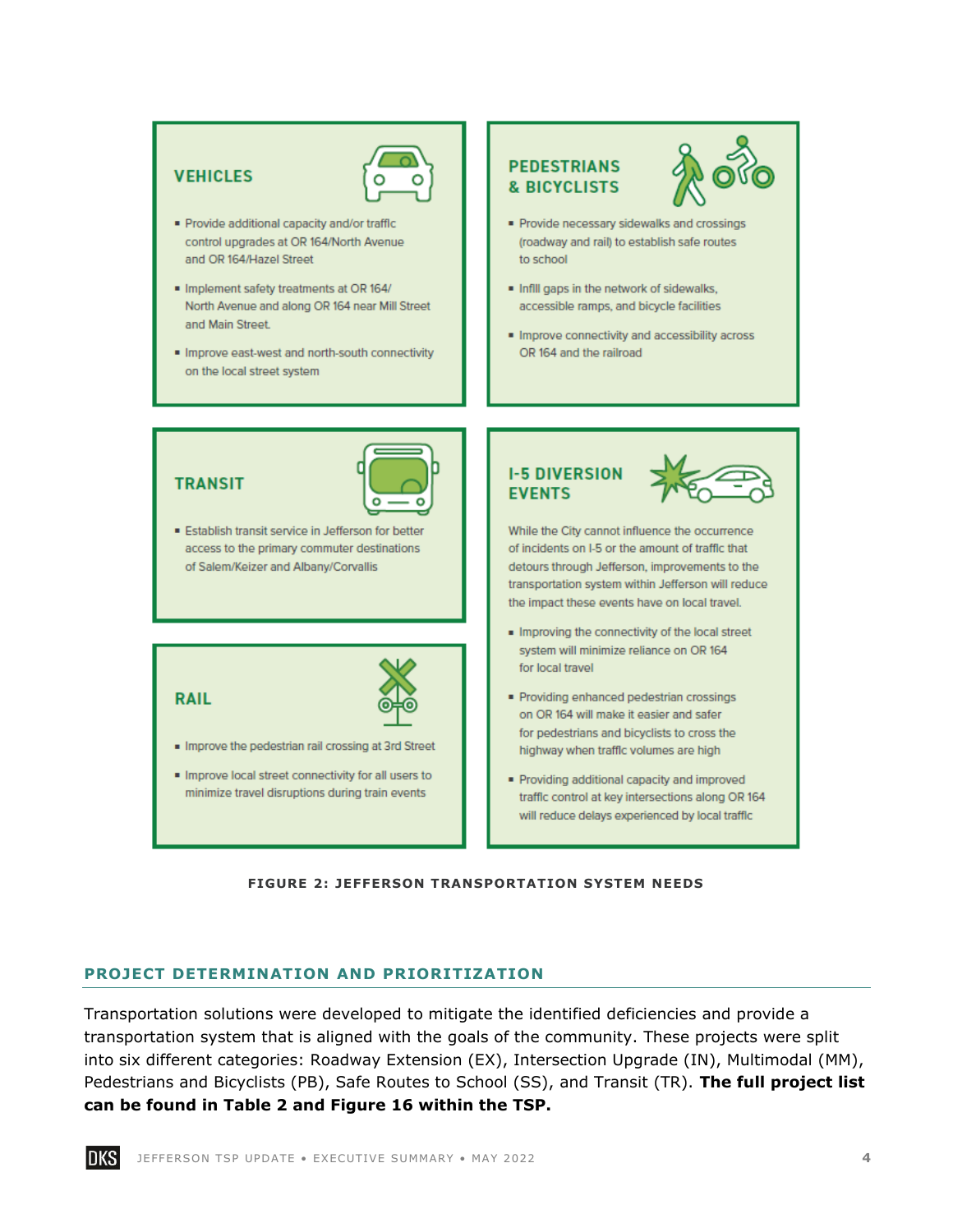### VEHICLES

- Provide additional capacity and/or traffic control upgrades at OR 164/North Avenue and OR 164/Hazel Street
- Implement safety treatments at OR 164/North Avenue and along OR 164 near Mill Street and Main Street.
- Improve east-west and north-south connectivity on the local street system

### PEDESTRIANS & BICYCLISTS

- Provide necessary sidewalks and crossings (roadway and rail) to establish safe routes to school
- Infill gaps in the network of sidewalks, accessible ramps, and bicycle facilities
- Improve connectivity and accessibility across OR 164 and the railroad

### TRANSIT

- Establish transit service in Jefferson for better access to the primary commuter destinations of Salem/Keizer and Albany/Corvallis

### RAIL

- Improve the pedestrian rail crossing at 3rd Street
- Improve local street connectivity for all users to minimize travel disruptions during train events

### I-5 DIVERSION EVENTS

While the City cannot influence the occurrence of incidents on I-5 or the amount of traffic that detours through Jefferson, improvements to the transportation system within Jefferson will reduce the impact these events have on local travel.

- Improving the connectivity of the local street system will minimize reliance on OR 164 for local travel
- Providing enhanced pedestrian crossings on OR 164 will make it easier and safer for pedestrians and bicyclists to cross the highway when traffic volumes are high
- Providing additional capacity and improved traffic control at key intersections along OR 164 will reduce delays experienced by local traffic

FIGURE 2: JEFFERSON TRANSPORTATION SYSTEM NEEDS

## PROJECT DETERMINATION AND PRIORITIZATION

Transportation solutions were developed to mitigate the identified deficiencies and provide a transportation system that is aligned with the goals of the community. These projects were split into six different categories: Roadway Extension (EX), Intersection Upgrade (IN), Multimodal (MM), Pedestrians and Bicyclists (PB), Safe Routes to School (SS), and Transit (TR). **The full project list can be found in Table 2 and Figure 16 within the TSP.**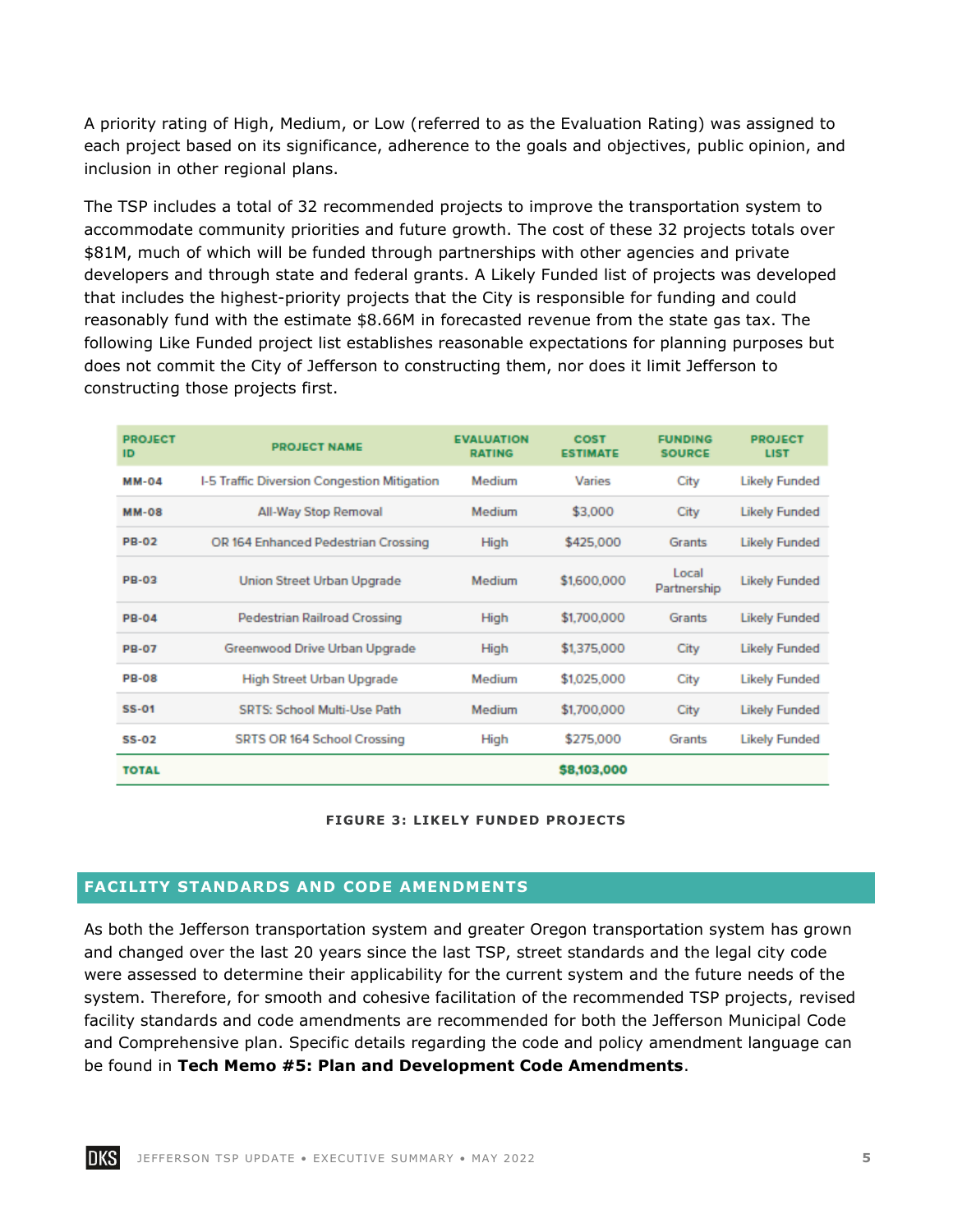A priority rating of High, Medium, or Low (referred to as the Evaluation Rating) was assigned to each project based on its significance, adherence to the goals and objectives, public opinion, and inclusion in other regional plans.

The TSP includes a total of 32 recommended projects to improve the transportation system to accommodate community priorities and future growth. The cost of these 32 projects totals over $81M, much of which will be funded through partnerships with other agencies and private developers and through state and federal grants. A Likely Funded list of projects was developed that includes the highest-priority projects that the City is responsible for funding and could reasonably fund with the estimate $8.66M in forecasted revenue from the state gas tax. The following Like Funded project list establishes reasonable expectations for planning purposes but does not commit the City of Jefferson to constructing them, nor does it limit Jefferson to constructing those projects first.

| PROJECT ID | PROJECT NAME | EVALUATION RATING | COST ESTIMATE | FUNDING SOURCE | PROJECT LIST |
|---|---|---|---|---|---|
| MM-04 | I-5 Traffic Diversion Congestion Mitigation | Medium | Varies | City | Likely Funded |
| MM-08 | All-Way Stop Removal | Medium | $3,000 | City | Likely Funded |
| PB-02 | OR 164 Enhanced Pedestrian Crossing | High | $425,000 | Grants | Likely Funded |
| PB-03 | Union Street Urban Upgrade | Medium | $1,600,000 | Local Partnership | Likely Funded |
| PB-04 | Pedestrian Railroad Crossing | High | $1,700,000 | Grants | Likely Funded |
| PB-07 | Greenwood Drive Urban Upgrade | High | $1,375,000 | City | Likely Funded |
| PB-08 | High Street Urban Upgrade | Medium | $1,025,000 | City | Likely Funded |
| SS-01 | SRTS: School Multi-Use Path | Medium | $1,700,000 | City | Likely Funded |
| SS-02 | SRTS OR 164 School Crossing | High | $275,000 | Grants | Likely Funded |
| **TOTAL** | | | **$8,103,000** | | |

**FIGURE 3: LIKELY FUNDED PROJECTS**

## FACILITY STANDARDS AND CODE AMENDMENTS

As both the Jefferson transportation system and greater Oregon transportation system has grown and changed over the last 20 years since the last TSP, street standards and the legal city code were assessed to determine their applicability for the current system and the future needs of the system. Therefore, for smooth and cohesive facilitation of the recommended TSP projects, revised facility standards and code amendments are recommended for both the Jefferson Municipal Code and Comprehensive plan. Specific details regarding the code and policy amendment language can be found in **Tech Memo #5: Plan and Development Code Amendments**.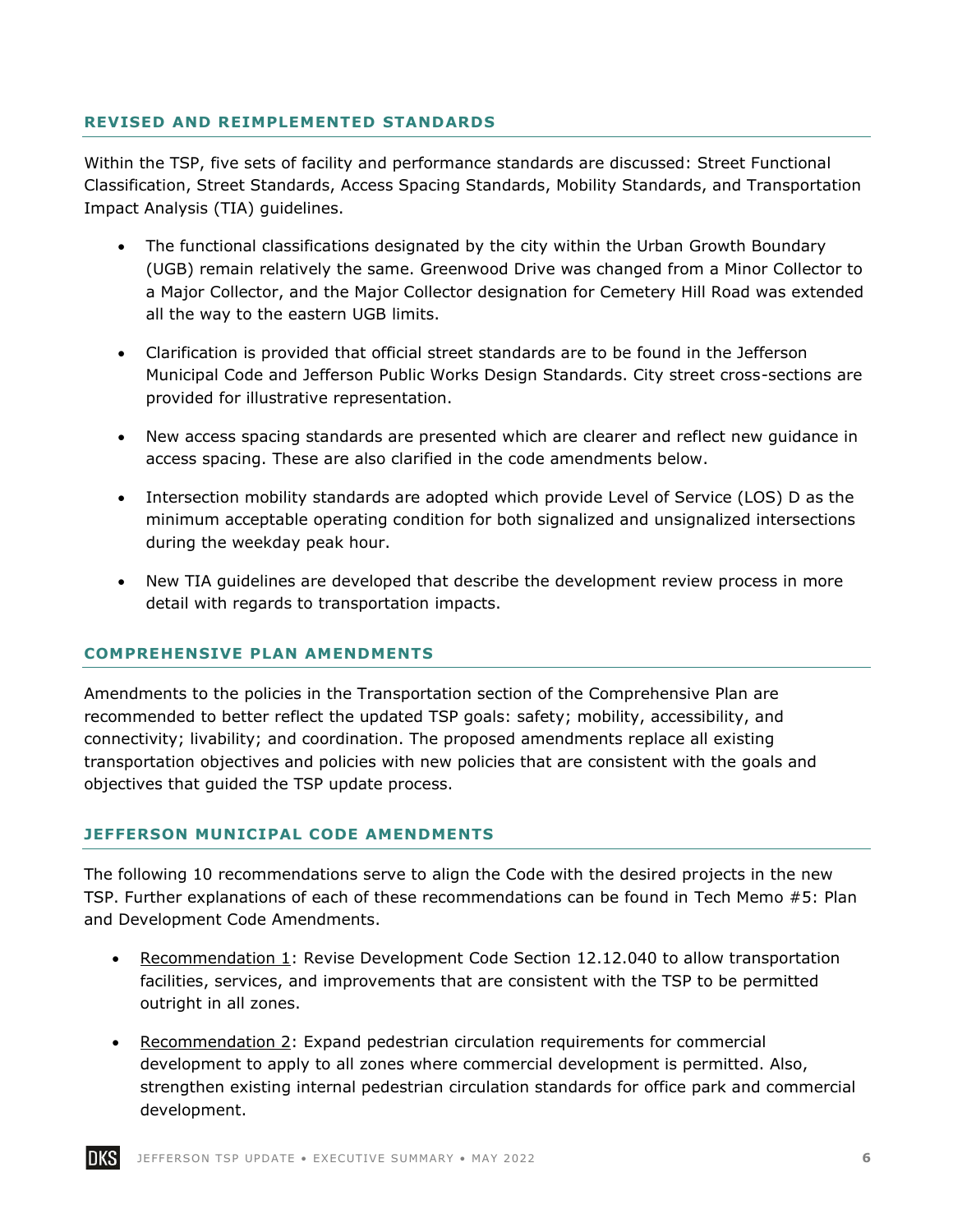## REVISED AND REIMPLEMENTED STANDARDS

Within the TSP, five sets of facility and performance standards are discussed: Street Functional Classification, Street Standards, Access Spacing Standards, Mobility Standards, and Transportation Impact Analysis (TIA) guidelines.

- The functional classifications designated by the city within the Urban Growth Boundary (UGB) remain relatively the same. Greenwood Drive was changed from a Minor Collector to a Major Collector, and the Major Collector designation for Cemetery Hill Road was extended all the way to the eastern UGB limits.
- Clarification is provided that official street standards are to be found in the Jefferson Municipal Code and Jefferson Public Works Design Standards. City street cross-sections are provided for illustrative representation.
- New access spacing standards are presented which are clearer and reflect new guidance in access spacing. These are also clarified in the code amendments below.
- Intersection mobility standards are adopted which provide Level of Service (LOS) D as the minimum acceptable operating condition for both signalized and unsignalized intersections during the weekday peak hour.
- New TIA guidelines are developed that describe the development review process in more detail with regards to transportation impacts.

## COMPREHENSIVE PLAN AMENDMENTS

Amendments to the policies in the Transportation section of the Comprehensive Plan are recommended to better reflect the updated TSP goals: safety; mobility, accessibility, and connectivity; livability; and coordination. The proposed amendments replace all existing transportation objectives and policies with new policies that are consistent with the goals and objectives that guided the TSP update process.

## JEFFERSON MUNICIPAL CODE AMENDMENTS

The following 10 recommendations serve to align the Code with the desired projects in the new TSP. Further explanations of each of these recommendations can be found in Tech Memo #5: Plan and Development Code Amendments.

- Recommendation 1: Revise Development Code Section 12.12.040 to allow transportation facilities, services, and improvements that are consistent with the TSP to be permitted outright in all zones.
- Recommendation 2: Expand pedestrian circulation requirements for commercial development to apply to all zones where commercial development is permitted. Also, strengthen existing internal pedestrian circulation standards for office park and commercial development.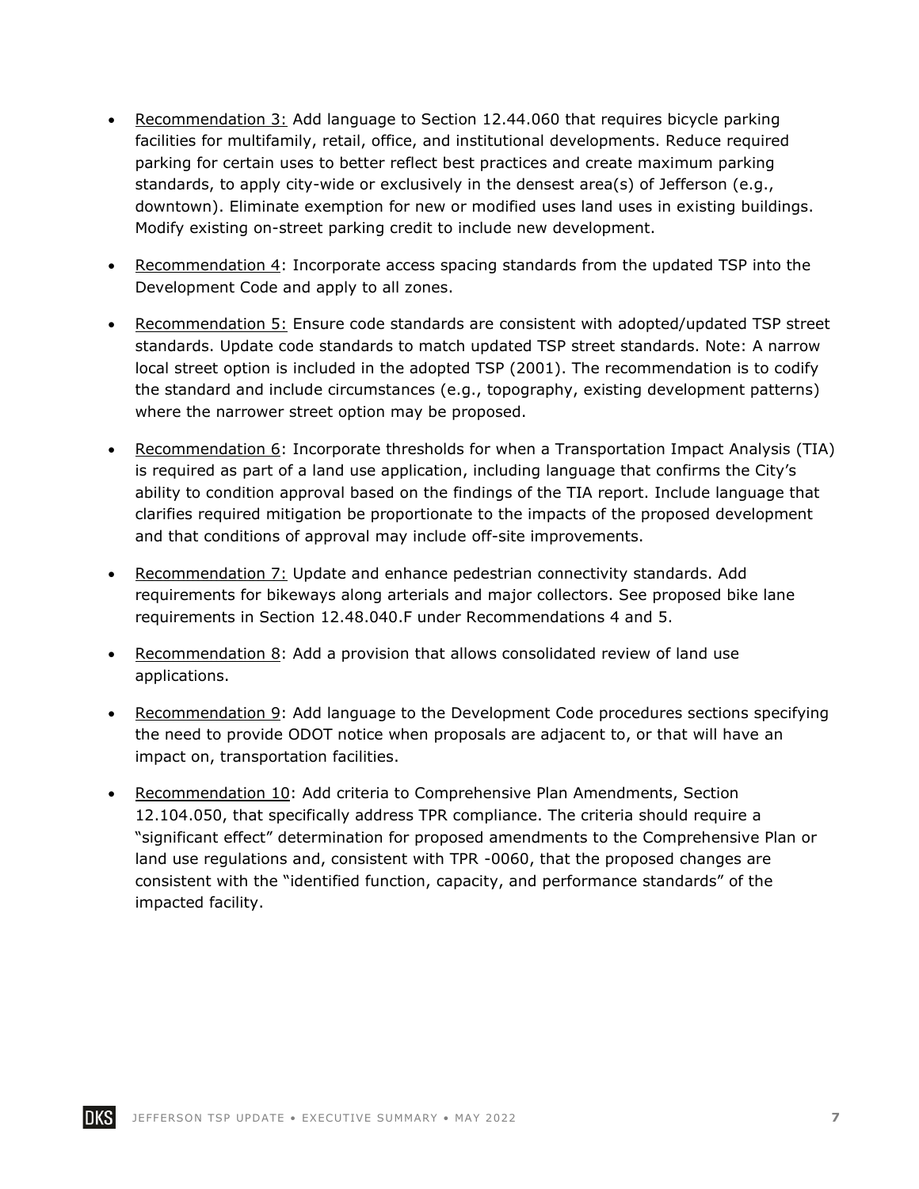- Recommendation 3: Add language to Section 12.44.060 that requires bicycle parking facilities for multifamily, retail, office, and institutional developments. Reduce required parking for certain uses to better reflect best practices and create maximum parking standards, to apply city-wide or exclusively in the densest area(s) of Jefferson (e.g., downtown). Eliminate exemption for new or modified uses land uses in existing buildings. Modify existing on-street parking credit to include new development.
- Recommendation 4: Incorporate access spacing standards from the updated TSP into the Development Code and apply to all zones.
- Recommendation 5: Ensure code standards are consistent with adopted/updated TSP street standards. Update code standards to match updated TSP street standards. Note: A narrow local street option is included in the adopted TSP (2001). The recommendation is to codify the standard and include circumstances (e.g., topography, existing development patterns) where the narrower street option may be proposed.
- Recommendation 6: Incorporate thresholds for when a Transportation Impact Analysis (TIA) is required as part of a land use application, including language that confirms the City's ability to condition approval based on the findings of the TIA report. Include language that clarifies required mitigation be proportionate to the impacts of the proposed development and that conditions of approval may include off-site improvements.
- Recommendation 7: Update and enhance pedestrian connectivity standards. Add requirements for bikeways along arterials and major collectors. See proposed bike lane requirements in Section 12.48.040.F under Recommendations 4 and 5.
- Recommendation 8: Add a provision that allows consolidated review of land use applications.
- Recommendation 9: Add language to the Development Code procedures sections specifying the need to provide ODOT notice when proposals are adjacent to, or that will have an impact on, transportation facilities.
- Recommendation 10: Add criteria to Comprehensive Plan Amendments, Section 12.104.050, that specifically address TPR compliance. The criteria should require a "significant effect" determination for proposed amendments to the Comprehensive Plan or land use regulations and, consistent with TPR -0060, that the proposed changes are consistent with the "identified function, capacity, and performance standards" of the impacted facility.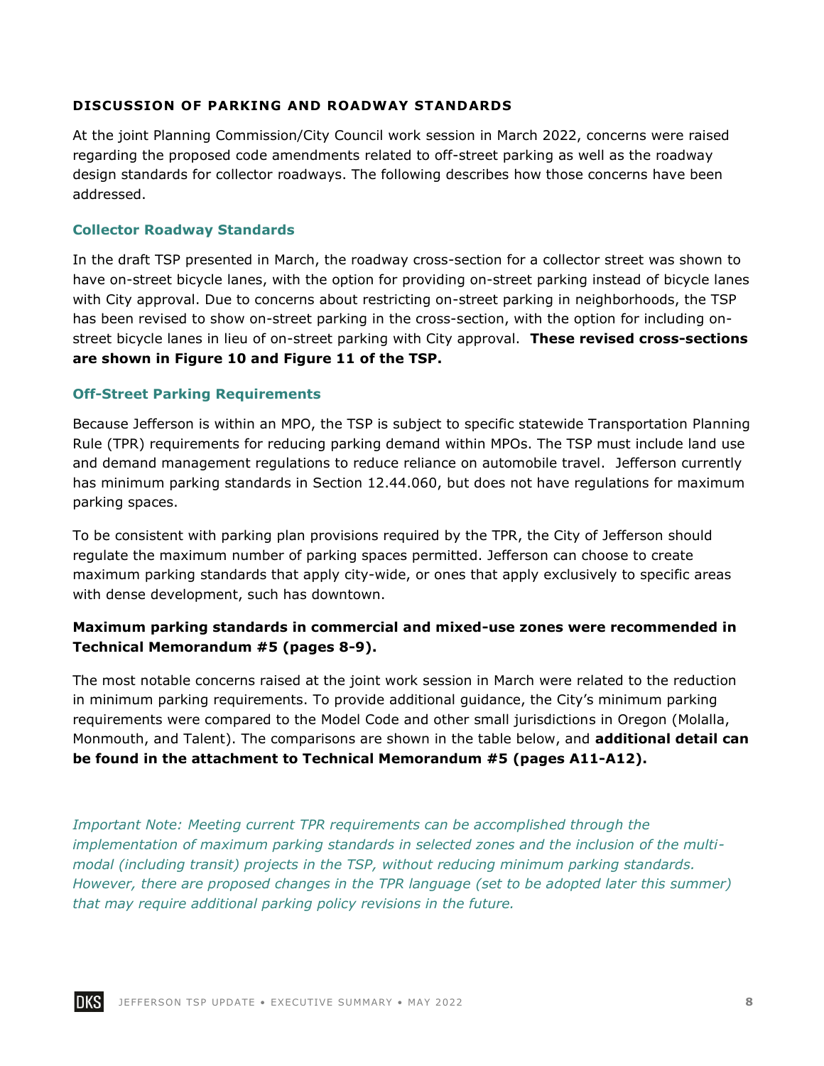## DISCUSSION OF PARKING AND ROADWAY STANDARDS

At the joint Planning Commission/City Council work session in March 2022, concerns were raised regarding the proposed code amendments related to off-street parking as well as the roadway design standards for collector roadways. The following describes how those concerns have been addressed.

### Collector Roadway Standards

In the draft TSP presented in March, the roadway cross-section for a collector street was shown to have on-street bicycle lanes, with the option for providing on-street parking instead of bicycle lanes with City approval. Due to concerns about restricting on-street parking in neighborhoods, the TSP has been revised to show on-street parking in the cross-section, with the option for including on-street bicycle lanes in lieu of on-street parking with City approval. **These revised cross-sections are shown in Figure 10 and Figure 11 of the TSP.**

### Off-Street Parking Requirements

Because Jefferson is within an MPO, the TSP is subject to specific statewide Transportation Planning Rule (TPR) requirements for reducing parking demand within MPOs. The TSP must include land use and demand management regulations to reduce reliance on automobile travel. Jefferson currently has minimum parking standards in Section 12.44.060, but does not have regulations for maximum parking spaces.

To be consistent with parking plan provisions required by the TPR, the City of Jefferson should regulate the maximum number of parking spaces permitted. Jefferson can choose to create maximum parking standards that apply city-wide, or ones that apply exclusively to specific areas with dense development, such has downtown.

**Maximum parking standards in commercial and mixed-use zones were recommended in Technical Memorandum #5 (pages 8-9).**

The most notable concerns raised at the joint work session in March were related to the reduction in minimum parking requirements. To provide additional guidance, the City's minimum parking requirements were compared to the Model Code and other small jurisdictions in Oregon (Molalla, Monmouth, and Talent). The comparisons are shown in the table below, and **additional detail can be found in the attachment to Technical Memorandum #5 (pages A11-A12).**

*Important Note: Meeting current TPR requirements can be accomplished through the implementation of maximum parking standards in selected zones and the inclusion of the multi-modal (including transit) projects in the TSP, without reducing minimum parking standards. However, there are proposed changes in the TPR language (set to be adopted later this summer) that may require additional parking policy revisions in the future.*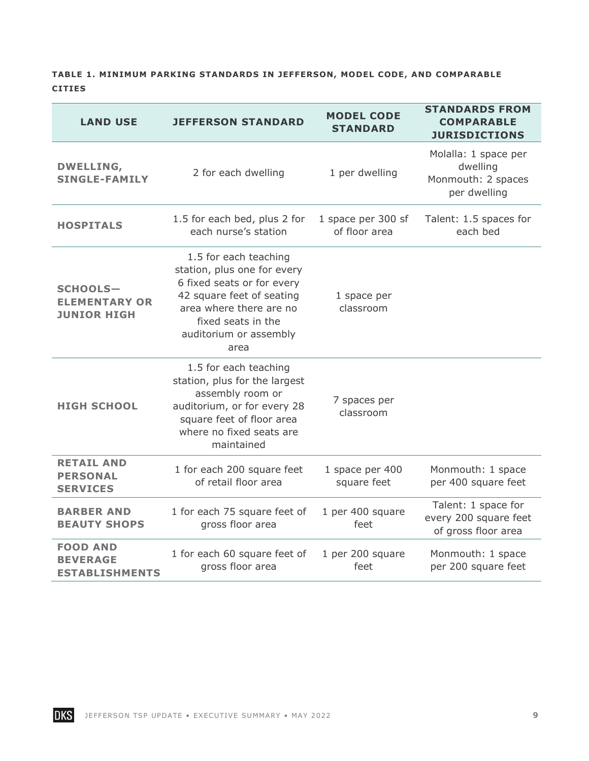**TABLE 1. MINIMUM PARKING STANDARDS IN JEFFERSON, MODEL CODE, AND COMPARABLE CITIES**

| LAND USE | JEFFERSON STANDARD | MODEL CODE STANDARD | STANDARDS FROM COMPARABLE JURISDICTIONS |
|---|---|---|---|
| **DWELLING, SINGLE-FAMILY** | 2 for each dwelling | 1 per dwelling | Molalla: 1 space per dwelling<br>Monmouth: 2 spaces per dwelling |
| **HOSPITALS** | 1.5 for each bed, plus 2 for each nurse's station | 1 space per 300 sf of floor area | Talent: 1.5 spaces for each bed |
| **SCHOOLS—ELEMENTARY OR JUNIOR HIGH** | 1.5 for each teaching station, plus one for every 6 fixed seats or for every 42 square feet of seating area where there are no fixed seats in the auditorium or assembly area | 1 space per classroom | |
| **HIGH SCHOOL** | 1.5 for each teaching station, plus for the largest assembly room or auditorium, or for every 28 square feet of floor area where no fixed seats are maintained | 7 spaces per classroom | |
| **RETAIL AND PERSONAL SERVICES** | 1 for each 200 square feet of retail floor area | 1 space per 400 square feet | Monmouth: 1 space per 400 square feet |
| **BARBER AND BEAUTY SHOPS** | 1 for each 75 square feet of gross floor area | 1 per 400 square feet | Talent: 1 space for every 200 square feet of gross floor area |
| **FOOD AND BEVERAGE ESTABLISHMENTS** | 1 for each 60 square feet of gross floor area | 1 per 200 square feet | Monmouth: 1 space per 200 square feet |